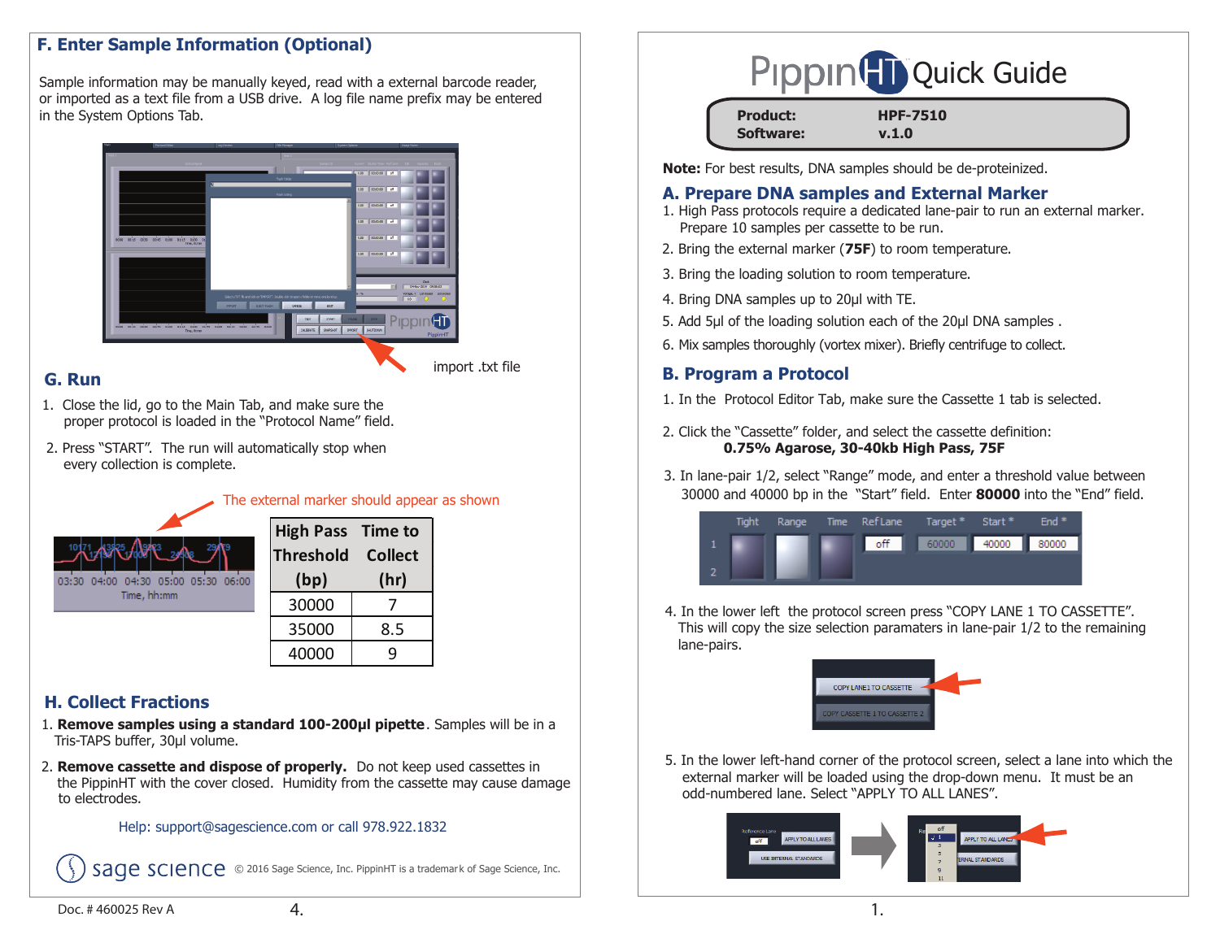## F. Enter Sample Information (Optional)

Sample information may be manually keyed, read with a external barcode reader, or imported as a text file from a USB drive. A log file name prefix may be entered in the System Options Tab.

import .txt file

## G. Run

1. Close the lid, go to the Main Tab, and make sure the proper protocol is loaded in the "Protocol Name" field.

2. Press "START". The run will automatically stop when every collection is complete.

The external marker should appear as shown

| High Pass Threshold (bp) | Time to Collect (hr) |
|---|---|
| 30000 | 7 |
| 35000 | 8.5 |
| 40000 | 9 |

## H. Collect Fractions

1. **Remove samples using a standard 100-200µl pipette**. Samples will be in a Tris-TAPS buffer, 30µl volume.

2. **Remove cassette and dispose of properly.** Do not keep used cassettes in the PippinHT with the cover closed. Humidity from the cassette may cause damage to electrodes.

Help: support@sagescience.com or call 978.922.1832

sage science © 2016 Sage Science, Inc. PippinHT is a trademark of Sage Science, Inc.

Doc. # 460025 Rev A

# PippinHT Quick Guide

**Product:** HPF-7510
**Software:** v.1.0

**Note:** For best results, DNA samples should be de-proteinized.

## A. Prepare DNA samples and External Marker

1. High Pass protocols require a dedicated lane-pair to run an external marker. Prepare 10 samples per cassette to be run.
2. Bring the external marker (**75F**) to room temperature.
3. Bring the loading solution to room temperature.
4. Bring DNA samples up to 20µl with TE.
5. Add 5µl of the loading solution each of the 20µl DNA samples .
6. Mix samples thoroughly (vortex mixer). Briefly centrifuge to collect.

## B. Program a Protocol

1. In the Protocol Editor Tab, make sure the Cassette 1 tab is selected.

2. Click the "Cassette" folder, and select the cassette definition:
   **0.75% Agarose, 30-40kb High Pass, 75F**

3. In lane-pair 1/2, select "Range" mode, and enter a threshold value between 30000 and 40000 bp in the "Start" field. Enter **80000** into the "End" field.

4. In the lower left the protocol screen press "COPY LANE 1 TO CASSETTE". This will copy the size selection paramaters in lane-pair 1/2 to the remaining lane-pairs.

5. In the lower left-hand corner of the protocol screen, select a lane into which the external marker will be loaded using the drop-down menu. It must be an odd-numbered lane. Select "APPLY TO ALL LANES".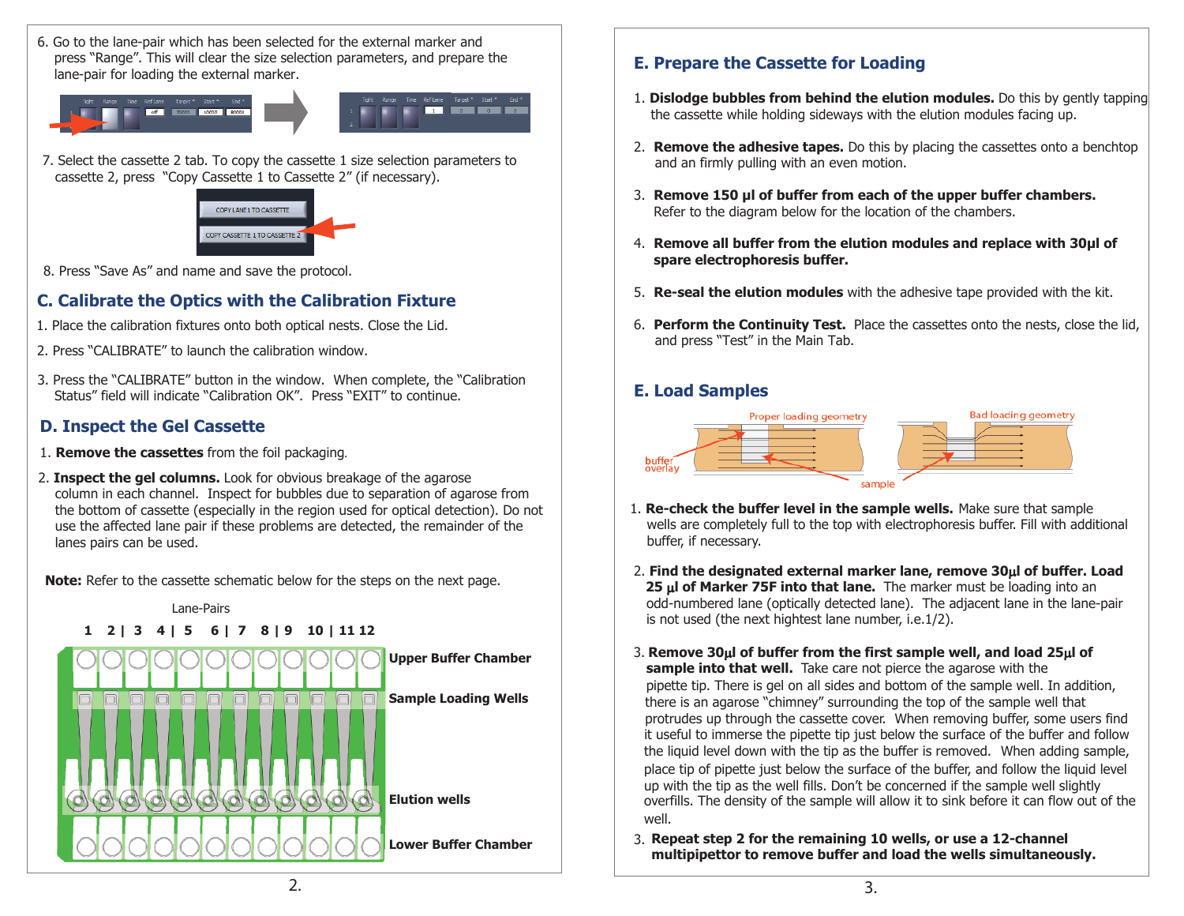6. Go to the lane-pair which has been selected for the external marker and press "Range". This will clear the size selection parameters, and prepare the lane-pair for loading the external marker.

Tight Range Time Ref Lane Target * Start * End *

off 35000 10000 80000

Tight Range Time Ref Lane Target * Start * End *

1 1 0 0 0

2

7. Select the cassette 2 tab. To copy the cassette 1 size selection parameters to cassette 2, press "Copy Cassette 1 to Cassette 2" (if necessary).

COPY LANE 1 TO CASSETTE

COPY CASSETTE 1 TO CASSETTE 2

8. Press "Save As" and name and save the protocol.

## C. Calibrate the Optics with the Calibration Fixture

1. Place the calibration fixtures onto both optical nests. Close the Lid.
2. Press "CALIBRATE" to launch the calibration window.
3. Press the "CALIBRATE" button in the window. When complete, the "Calibration Status" field will indicate "Calibration OK". Press "EXIT" to continue.

## D. Inspect the Gel Cassette

1. **Remove the cassettes** from the foil packaging.
2. **Inspect the gel columns.** Look for obvious breakage of the agarose column in each channel. Inspect for bubbles due to separation of agarose from the bottom of cassette (especially in the region used for optical detection). Do not use the affected lane pair if these problems are detected, the remainder of the lanes pairs can be used.

**Note:** Refer to the cassette schematic below for the steps on the next page.

Lane-Pairs

1 2 | 3 4 | 5 6 | 7 8 | 9 10 | 11 12

Upper Buffer Chamber

Sample Loading Wells

Elution wells

Lower Buffer Chamber

## E. Prepare the Cassette for Loading

1. **Dislodge bubbles from behind the elution modules.** Do this by gently tapping the cassette while holding sideways with the elution modules facing up.
2. **Remove the adhesive tapes.** Do this by placing the cassettes onto a benchtop and an firmly pulling with an even motion.
3. **Remove 150 µl of buffer from each of the upper buffer chambers.** Refer to the diagram below for the location of the chambers.
4. **Remove all buffer from the elution modules and replace with 30µl of spare electrophoresis buffer.**
5. **Re-seal the elution modules** with the adhesive tape provided with the kit.
6. **Perform the Continuity Test.** Place the cassettes onto the nests, close the lid, and press "Test" in the Main Tab.

## E. Load Samples

Proper loading geometry

Bad loading geometry

buffer overlay

sample

1. **Re-check the buffer level in the sample wells.** Make sure that sample wells are completely full to the top with electrophoresis buffer. Fill with additional buffer, if necessary.
2. **Find the designated external marker lane, remove 30µl of buffer. Load 25 µl of Marker 75F into that lane.** The marker must be loading into an odd-numbered lane (optically detected lane). The adjacent lane in the lane-pair is not used (the next hightest lane number, i.e.1/2).
3. **Remove 30µl of buffer from the first sample well, and load 25µl of sample into that well.** Take care not pierce the agarose with the pipette tip. There is gel on all sides and bottom of the sample well. In addition, there is an agarose "chimney" surrounding the top of the sample well that protrudes up through the cassette cover. When removing buffer, some users find it useful to immerse the pipette tip just below the surface of the buffer and follow the liquid level down with the tip as the buffer is removed. When adding sample, place tip of pipette just below the surface of the buffer, and follow the liquid level up with the tip as the well fills. Don't be concerned if the sample well slightly overfills. The density of the sample will allow it to sink before it can flow out of the well.
3. **Repeat step 2 for the remaining 10 wells, or use a 12-channel multipipettor to remove buffer and load the wells simultaneously.**